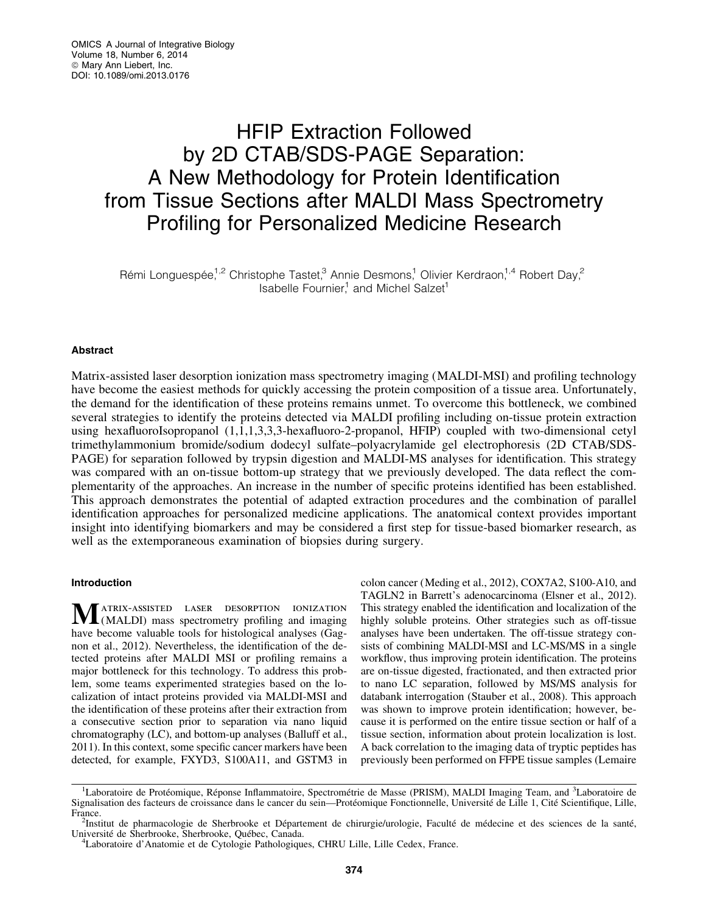# HFIP Extraction Followed by 2D CTAB/SDS-PAGE Separation: A New Methodology for Protein Identification from Tissue Sections after MALDI Mass Spectrometry Profiling for Personalized Medicine Research

Rémi Longuespée,[1,2] Christophe Tastet,[3] Annie Desmons,[1] Olivier Kerdraon,[1,4] Robert Day,[2] Isabelle Fournier,[1] and Michel Salzet[1]

## Abstract

Matrix-assisted laser desorption ionization mass spectrometry imaging (MALDI-MSI) and profiling technology have become the easiest methods for quickly accessing the protein composition of a tissue area. Unfortunately, the demand for the identification of these proteins remains unmet. To overcome this bottleneck, we combined several strategies to identify the proteins detected via MALDI profiling including on-tissue protein extraction using hexafluoroIsopropanol (1,1,1,3,3,3-hexafluoro-2-propanol, HFIP) coupled with two-dimensional cetyl trimethylammonium bromide/sodium dodecyl sulfate–polyacrylamide gel electrophoresis (2D CTAB/SDS-PAGE) for separation followed by trypsin digestion and MALDI-MS analyses for identification. This strategy was compared with an on-tissue bottom-up strategy that we previously developed. The data reflect the complementarity of the approaches. An increase in the number of specific proteins identified has been established. This approach demonstrates the potential of adapted extraction procedures and the combination of parallel identification approaches for personalized medicine applications. The anatomical context provides important insight into identifying biomarkers and may be considered a first step for tissue-based biomarker research, as well as the extemporaneous examination of biopsies during surgery.

## Introduction

Matrix-assisted laser desorption ionization (MALDI) mass spectrometry profiling and imaging have become valuable tools for histological analyses (Gagnon et al., 2012). Nevertheless, the identification of the detected proteins after MALDI MSI or profiling remains a major bottleneck for this technology. To address this problem, some teams experimented strategies based on the localization of intact proteins provided via MALDI-MSI and the identification of these proteins after their extraction from a consecutive section prior to separation via nano liquid chromatography (LC), and bottom-up analyses (Balluff et al., 2011). In this context, some specific cancer markers have been detected, for example, FXYD3, S100A11, and GSTM3 in colon cancer (Meding et al., 2012), COX7A2, S100-A10, and TAGLN2 in Barrett's adenocarcinoma (Elsner et al., 2012). This strategy enabled the identification and localization of the highly soluble proteins. Other strategies such as off-tissue analyses have been undertaken. The off-tissue strategy consists of combining MALDI-MSI and LC-MS/MS in a single workflow, thus improving protein identification. The proteins are on-tissue digested, fractionated, and then extracted prior to nano LC separation, followed by MS/MS analysis for databank interrogation (Stauber et al., 2008). This approach was shown to improve protein identification; however, because it is performed on the entire tissue section or half of a tissue section, information about protein localization is lost. A back correlation to the imaging data of tryptic peptides has previously been performed on FFPE tissue samples (Lemaire

---

[1]Laboratoire de Protéomique, Réponse Inflammatoire, Spectrométrie de Masse (PRISM), MALDI Imaging Team, and [3]Laboratoire de Signalisation des facteurs de croissance dans le cancer du sein—Protéomique Fonctionnelle, Université de Lille 1, Cité Scientifique, Lille, France.

[2]Institut de pharmacologie de Sherbrooke et Département de chirurgie/urologie, Faculté de médecine et des sciences de la santé, Université de Sherbrooke, Sherbrooke, Québec, Canada.

[4]Laboratoire d'Anatomie et de Cytologie Pathologiques, CHRU Lille, Lille Cedex, France.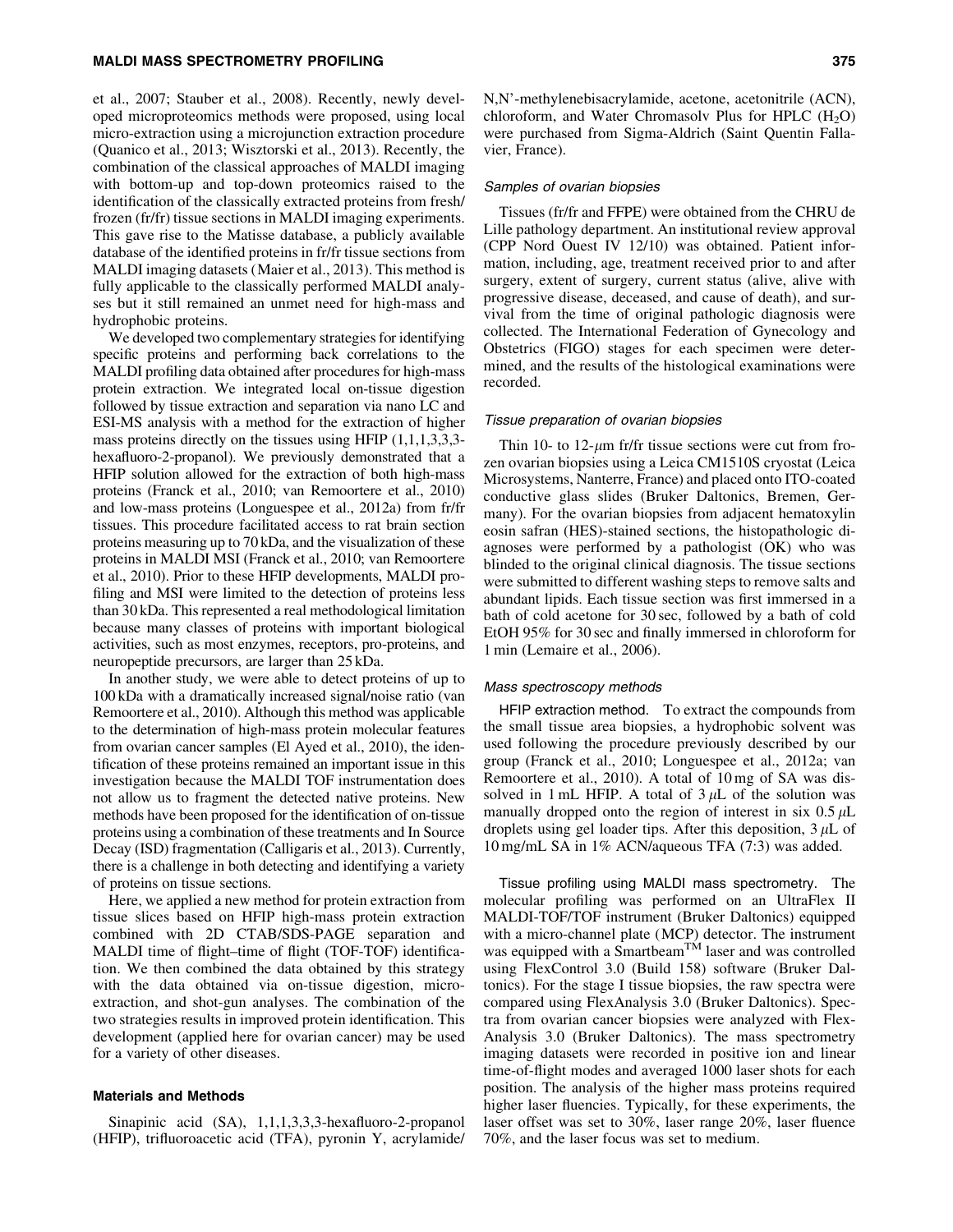et al., 2007; Stauber et al., 2008). Recently, newly developed microproteomics methods were proposed, using local micro-extraction using a microjunction extraction procedure (Quanico et al., 2013; Wisztorski et al., 2013). Recently, the combination of the classical approaches of MALDI imaging with bottom-up and top-down proteomics raised to the identification of the classically extracted proteins from fresh/frozen (fr/fr) tissue sections in MALDI imaging experiments. This gave rise to the Matisse database, a publicly available database of the identified proteins in fr/fr tissue sections from MALDI imaging datasets (Maier et al., 2013). This method is fully applicable to the classically performed MALDI analyses but it still remained an unmet need for high-mass and hydrophobic proteins.

We developed two complementary strategies for identifying specific proteins and performing back correlations to the MALDI profiling data obtained after procedures for high-mass protein extraction. We integrated local on-tissue digestion followed by tissue extraction and separation via nano LC and ESI-MS analysis with a method for the extraction of higher mass proteins directly on the tissues using HFIP (1,1,1,3,3,3-hexafluoro-2-propanol). We previously demonstrated that a HFIP solution allowed for the extraction of both high-mass proteins (Franck et al., 2010; van Remoortere et al., 2010) and low-mass proteins (Longuespee et al., 2012a) from fr/fr tissues. This procedure facilitated access to rat brain section proteins measuring up to 70 kDa, and the visualization of these proteins in MALDI MSI (Franck et al., 2010; van Remoortere et al., 2010). Prior to these HFIP developments, MALDI profiling and MSI were limited to the detection of proteins less than 30 kDa. This represented a real methodological limitation because many classes of proteins with important biological activities, such as most enzymes, receptors, pro-proteins, and neuropeptide precursors, are larger than 25 kDa.

In another study, we were able to detect proteins of up to 100 kDa with a dramatically increased signal/noise ratio (van Remoortere et al., 2010). Although this method was applicable to the determination of high-mass protein molecular features from ovarian cancer samples (El Ayed et al., 2010), the identification of these proteins remained an important issue in this investigation because the MALDI TOF instrumentation does not allow us to fragment the detected native proteins. New methods have been proposed for the identification of on-tissue proteins using a combination of these treatments and In Source Decay (ISD) fragmentation (Calligaris et al., 2013). Currently, there is a challenge in both detecting and identifying a variety of proteins on tissue sections.

Here, we applied a new method for protein extraction from tissue slices based on HFIP high-mass protein extraction combined with 2D CTAB/SDS-PAGE separation and MALDI time of flight–time of flight (TOF-TOF) identification. We then combined the data obtained by this strategy with the data obtained via on-tissue digestion, micro-extraction, and shot-gun analyses. The combination of the two strategies results in improved protein identification. This development (applied here for ovarian cancer) may be used for a variety of other diseases.

## Materials and Methods

Sinapinic acid (SA), 1,1,1,3,3,3-hexafluoro-2-propanol (HFIP), trifluoroacetic acid (TFA), pyronin Y, acrylamide/N,N'-methylenebisacrylamide, acetone, acetonitrile (ACN), chloroform, and Water Chromasolv Plus for HPLC ($H_2O$) were purchased from Sigma-Aldrich (Saint Quentin Fallavier, France).

### *Samples of ovarian biopsies*

Tissues (fr/fr and FFPE) were obtained from the CHRU de Lille pathology department. An institutional review approval (CPP Nord Ouest IV 12/10) was obtained. Patient information, including, age, treatment received prior to and after surgery, extent of surgery, current status (alive, alive with progressive disease, deceased, and cause of death), and survival from the time of original pathologic diagnosis were collected. The International Federation of Gynecology and Obstetrics (FIGO) stages for each specimen were determined, and the results of the histological examinations were recorded.

### *Tissue preparation of ovarian biopsies*

Thin 10- to 12-$\mu$m fr/fr tissue sections were cut from frozen ovarian biopsies using a Leica CM1510S cryostat (Leica Microsystems, Nanterre, France) and placed onto ITO-coated conductive glass slides (Bruker Daltonics, Bremen, Germany). For the ovarian biopsies from adjacent hematoxylin eosin safran (HES)-stained sections, the histopathologic diagnoses were performed by a pathologist (OK) who was blinded to the original clinical diagnosis. The tissue sections were submitted to different washing steps to remove salts and abundant lipids. Each tissue section was first immersed in a bath of cold acetone for 30 sec, followed by a bath of cold EtOH 95% for 30 sec and finally immersed in chloroform for 1 min (Lemaire et al., 2006).

### *Mass spectroscopy methods*

**HFIP extraction method.** To extract the compounds from the small tissue area biopsies, a hydrophobic solvent was used following the procedure previously described by our group (Franck et al., 2010; Longuespee et al., 2012a; van Remoortere et al., 2010). A total of 10 mg of SA was dissolved in 1 mL HFIP. A total of 3 $\mu$L of the solution was manually dropped onto the region of interest in six 0.5 $\mu$L droplets using gel loader tips. After this deposition, 3 $\mu$L of 10 mg/mL SA in 1% ACN/aqueous TFA (7:3) was added.

**Tissue profiling using MALDI mass spectrometry.** The molecular profiling was performed on an UltraFlex II MALDI-TOF/TOF instrument (Bruker Daltonics) equipped with a micro-channel plate (MCP) detector. The instrument was equipped with a Smartbeam$^{TM}$ laser and was controlled using FlexControl 3.0 (Build 158) software (Bruker Daltonics). For the stage I tissue biopsies, the raw spectra were compared using FlexAnalysis 3.0 (Bruker Daltonics). Spectra from ovarian cancer biopsies were analyzed with FlexAnalysis 3.0 (Bruker Daltonics). The mass spectrometry imaging datasets were recorded in positive ion and linear time-of-flight modes and averaged 1000 laser shots for each position. The analysis of the higher mass proteins required higher laser fluencies. Typically, for these experiments, the laser offset was set to 30%, laser range 20%, laser fluence 70%, and the laser focus was set to medium.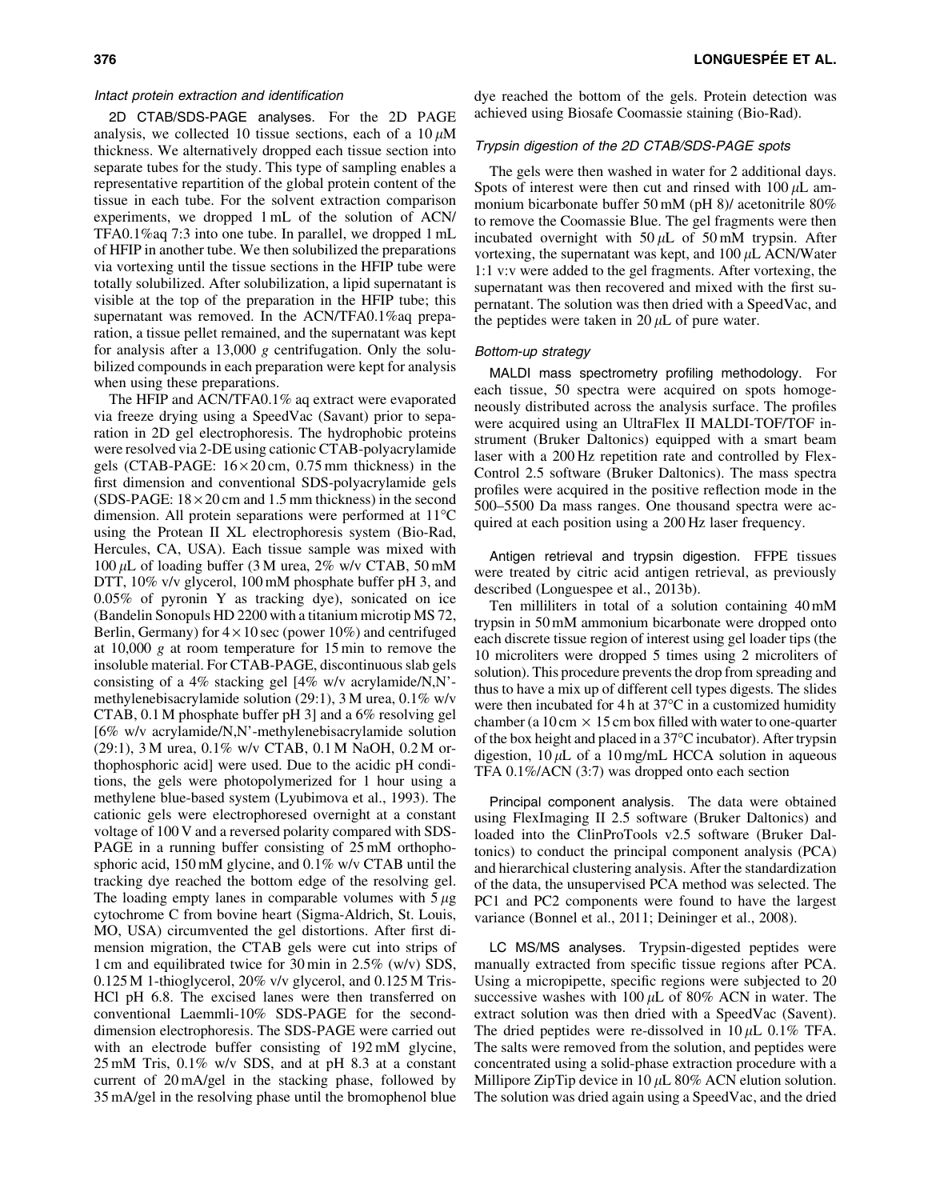### *Intact protein extraction and identification*

2D CTAB/SDS-PAGE analyses. For the 2D PAGE analysis, we collected 10 tissue sections, each of a 10 $\mu$M thickness. We alternatively dropped each tissue section into separate tubes for the study. This type of sampling enables a representative repartition of the global protein content of the tissue in each tube. For the solvent extraction comparison experiments, we dropped 1 mL of the solution of ACN/TFA0.1%aq 7:3 into one tube. In parallel, we dropped 1 mL of HFIP in another tube. We then solubilized the preparations via vortexing until the tissue sections in the HFIP tube were totally solubilized. After solubilization, a lipid supernatant is visible at the top of the preparation in the HFIP tube; this supernatant was removed. In the ACN/TFA0.1%aq preparation, a tissue pellet remained, and the supernatant was kept for analysis after a 13,000 *g* centrifugation. Only the solubilized compounds in each preparation were kept for analysis when using these preparations.

The HFIP and ACN/TFA0.1% aq extract were evaporated via freeze drying using a SpeedVac (Savant) prior to separation in 2D gel electrophoresis. The hydrophobic proteins were resolved via 2-DE using cationic CTAB-polyacrylamide gels (CTAB-PAGE: 16 × 20 cm, 0.75 mm thickness) in the first dimension and conventional SDS-polyacrylamide gels (SDS-PAGE: 18 × 20 cm and 1.5 mm thickness) in the second dimension. All protein separations were performed at 11°C using the Protean II XL electrophoresis system (Bio-Rad, Hercules, CA, USA). Each tissue sample was mixed with 100 $\mu$L of loading buffer (3 M urea, 2% w/v CTAB, 50 mM DTT, 10% v/v glycerol, 100 mM phosphate buffer pH 3, and 0.05% of pyronin Y as tracking dye), sonicated on ice (Bandelin Sonopuls HD 2200 with a titanium microtip MS 72, Berlin, Germany) for 4 × 10 sec (power 10%) and centrifuged at 10,000 *g* at room temperature for 15 min to remove the insoluble material. For CTAB-PAGE, discontinuous slab gels consisting of a 4% stacking gel [4% w/v acrylamide/N,N'-methylenebisacrylamide solution (29:1), 3 M urea, 0.1% w/v CTAB, 0.1 M phosphate buffer pH 3] and a 6% resolving gel [6% w/v acrylamide/N,N'-methylenebisacrylamide solution (29:1), 3 M urea, 0.1% w/v CTAB, 0.1 M NaOH, 0.2 M orthophosphoric acid] were used. Due to the acidic pH conditions, the gels were photopolymerized for 1 hour using a methylene blue-based system (Lyubimova et al., 1993). The cationic gels were electrophoresed overnight at a constant voltage of 100 V and a reversed polarity compared with SDS-PAGE in a running buffer consisting of 25 mM orthophosphoric acid, 150 mM glycine, and 0.1% w/v CTAB until the tracking dye reached the bottom edge of the resolving gel. The loading empty lanes in comparable volumes with 5 $\mu$g cytochrome C from bovine heart (Sigma-Aldrich, St. Louis, MO, USA) circumvented the gel distortions. After first dimension migration, the CTAB gels were cut into strips of 1 cm and equilibrated twice for 30 min in 2.5% (w/v) SDS, 0.125 M 1-thioglycerol, 20% v/v glycerol, and 0.125 M Tris-HCl pH 6.8. The excised lanes were then transferred on conventional Laemmli-10% SDS-PAGE for the second-dimension electrophoresis. The SDS-PAGE were carried out with an electrode buffer consisting of 192 mM glycine, 25 mM Tris, 0.1% w/v SDS, and at pH 8.3 at a constant current of 20 mA/gel in the stacking phase, followed by 35 mA/gel in the resolving phase until the bromophenol blue dye reached the bottom of the gels. Protein detection was achieved using Biosafe Coomassie staining (Bio-Rad).

### *Trypsin digestion of the 2D CTAB/SDS-PAGE spots*

The gels were then washed in water for 2 additional days. Spots of interest were then cut and rinsed with 100 $\mu$L ammonium bicarbonate buffer 50 mM (pH 8)/ acetonitrile 80% to remove the Coomassie Blue. The gel fragments were then incubated overnight with 50 $\mu$L of 50 mM trypsin. After vortexing, the supernatant was kept, and 100 $\mu$L ACN/Water 1:1 v:v were added to the gel fragments. After vortexing, the supernatant was then recovered and mixed with the first supernatant. The solution was then dried with a SpeedVac, and the peptides were taken in 20 $\mu$L of pure water.

### *Bottom-up strategy*

MALDI mass spectrometry profiling methodology. For each tissue, 50 spectra were acquired on spots homogeneously distributed across the analysis surface. The profiles were acquired using an UltraFlex II MALDI-TOF/TOF instrument (Bruker Daltonics) equipped with a smart beam laser with a 200 Hz repetition rate and controlled by FlexControl 2.5 software (Bruker Daltonics). The mass spectra profiles were acquired in the positive reflection mode in the 500–5500 Da mass ranges. One thousand spectra were acquired at each position using a 200 Hz laser frequency.

Antigen retrieval and trypsin digestion. FFPE tissues were treated by citric acid antigen retrieval, as previously described (Longuespee et al., 2013b).

Ten milliliters in total of a solution containing 40 mM trypsin in 50 mM ammonium bicarbonate were dropped onto each discrete tissue region of interest using gel loader tips (the 10 microliters were dropped 5 times using 2 microliters of solution). This procedure prevents the drop from spreading and thus to have a mix up of different cell types digests. The slides were then incubated for 4 h at 37°C in a customized humidity chamber (a 10 cm × 15 cm box filled with water to one-quarter of the box height and placed in a 37°C incubator). After trypsin digestion, 10 $\mu$L of a 10 mg/mL HCCA solution in aqueous TFA 0.1%/ACN (3:7) was dropped onto each section

Principal component analysis. The data were obtained using FlexImaging II 2.5 software (Bruker Daltonics) and loaded into the ClinProTools v2.5 software (Bruker Daltonics) to conduct the principal component analysis (PCA) and hierarchical clustering analysis. After the standardization of the data, the unsupervised PCA method was selected. The PC1 and PC2 components were found to have the largest variance (Bonnel et al., 2011; Deininger et al., 2008).

LC MS/MS analyses. Trypsin-digested peptides were manually extracted from specific tissue regions after PCA. Using a micropipette, specific regions were subjected to 20 successive washes with 100 $\mu$L of 80% ACN in water. The extract solution was then dried with a SpeedVac (Savent). The dried peptides were re-dissolved in 10 $\mu$L 0.1% TFA. The salts were removed from the solution, and peptides were concentrated using a solid-phase extraction procedure with a Millipore ZipTip device in 10 $\mu$L 80% ACN elution solution. The solution was dried again using a SpeedVac, and the dried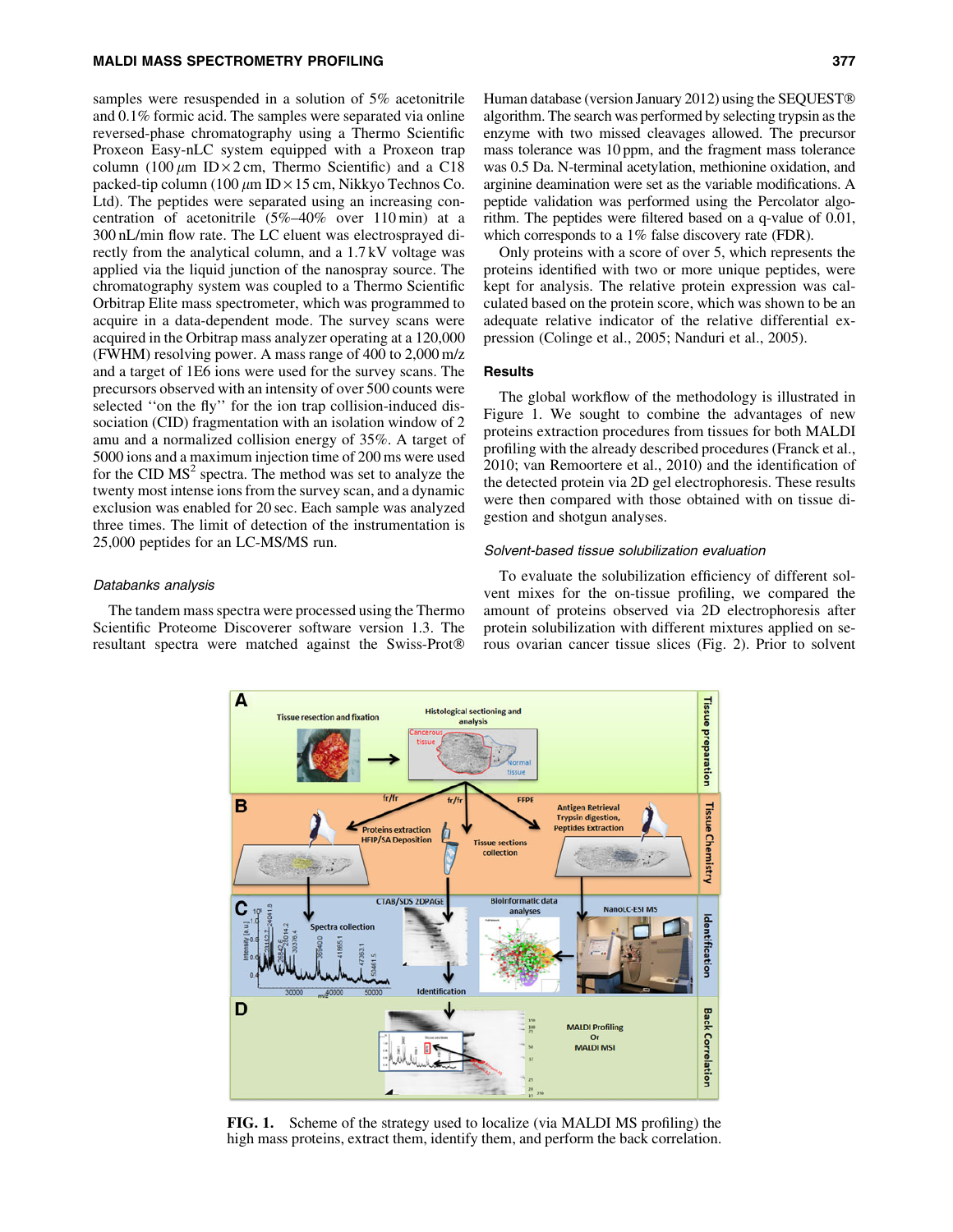samples were resuspended in a solution of 5% acetonitrile and 0.1% formic acid. The samples were separated via online reversed-phase chromatography using a Thermo Scientific Proxeon Easy-nLC system equipped with a Proxeon trap column (100 $\mu$m ID × 2 cm, Thermo Scientific) and a C18 packed-tip column (100 $\mu$m ID × 15 cm, Nikkyo Technos Co. Ltd). The peptides were separated using an increasing concentration of acetonitrile (5%–40% over 110 min) at a 300 nL/min flow rate. The LC eluent was electrosprayed directly from the analytical column, and a 1.7 kV voltage was applied via the liquid junction of the nanospray source. The chromatography system was coupled to a Thermo Scientific Orbitrap Elite mass spectrometer, which was programmed to acquire in a data-dependent mode. The survey scans were acquired in the Orbitrap mass analyzer operating at a 120,000 (FWHM) resolving power. A mass range of 400 to 2,000 m/z and a target of 1E6 ions were used for the survey scans. The precursors observed with an intensity of over 500 counts were selected ''on the fly'' for the ion trap collision-induced dissociation (CID) fragmentation with an isolation window of 2 amu and a normalized collision energy of 35%. A target of 5000 ions and a maximum injection time of 200 ms were used for the CID $MS^2$ spectra. The method was set to analyze the twenty most intense ions from the survey scan, and a dynamic exclusion was enabled for 20 sec. Each sample was analyzed three times. The limit of detection of the instrumentation is 25,000 peptides for an LC-MS/MS run.

### *Databanks analysis*

The tandem mass spectra were processed using the Thermo Scientific Proteome Discoverer software version 1.3. The resultant spectra were matched against the Swiss-Prot® Human database (version January 2012) using the SEQUEST® algorithm. The search was performed by selecting trypsin as the enzyme with two missed cleavages allowed. The precursor mass tolerance was 10 ppm, and the fragment mass tolerance was 0.5 Da. N-terminal acetylation, methionine oxidation, and arginine deamination were set as the variable modifications. A peptide validation was performed using the Percolator algorithm. The peptides were filtered based on a q-value of 0.01, which corresponds to a 1% false discovery rate (FDR).

Only proteins with a score of over 5, which represents the proteins identified with two or more unique peptides, were kept for analysis. The relative protein expression was calculated based on the protein score, which was shown to be an adequate relative indicator of the relative differential expression (Colinge et al., 2005; Nanduri et al., 2005).

## Results

The global workflow of the methodology is illustrated in Figure 1. We sought to combine the advantages of new proteins extraction procedures from tissues for both MALDI profiling with the already described procedures (Franck et al., 2010; van Remoortere et al., 2010) and the identification of the detected protein via 2D gel electrophoresis. These results were then compared with those obtained with on tissue digestion and shotgun analyses.

### *Solvent-based tissue solubilization evaluation*

To evaluate the solubilization efficiency of different solvent mixes for the on-tissue profiling, we compared the amount of proteins observed via 2D electrophoresis after protein solubilization with different mixtures applied on serous ovarian cancer tissue slices (Fig. 2). Prior to solvent

**FIG. 1.** Scheme of the strategy used to localize (via MALDI MS profiling) the high mass proteins, extract them, identify them, and perform the back correlation.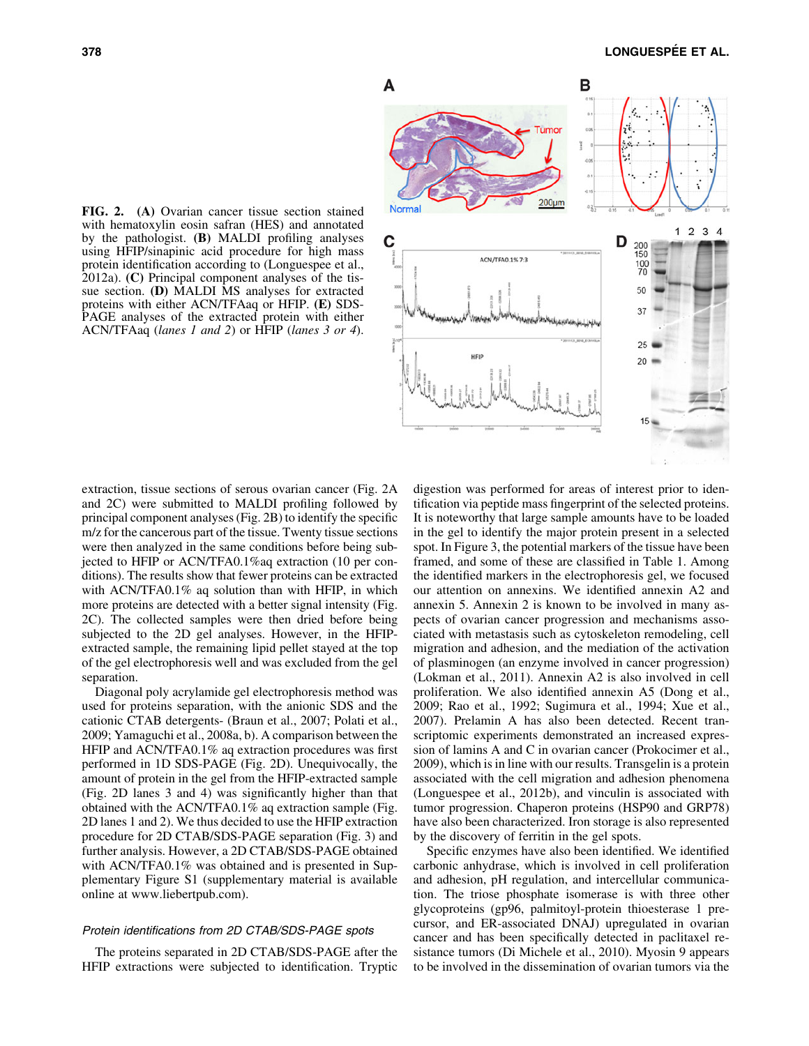**FIG. 2.** **(A)** Ovarian cancer tissue section stained with hematoxylin eosin safran (HES) and annotated by the pathologist. **(B)** MALDI profiling analyses using HFIP/sinapinic acid procedure for high mass protein identification according to (Longuespee et al., 2012a). **(C)** Principal component analyses of the tissue section. **(D)** MALDI MS analyses for extracted proteins with either ACN/TFAaq or HFIP. **(E)** SDS-PAGE analyses of the extracted protein with either ACN/TFAaq (*lanes 1 and 2*) or HFIP (*lanes 3 or 4*).

extraction, tissue sections of serous ovarian cancer (Fig. 2A and 2C) were submitted to MALDI profiling followed by principal component analyses (Fig. 2B) to identify the specific m/z for the cancerous part of the tissue. Twenty tissue sections were then analyzed in the same conditions before being subjected to HFIP or ACN/TFA0.1%aq extraction (10 per conditions). The results show that fewer proteins can be extracted with ACN/TFA0.1% aq solution than with HFIP, in which more proteins are detected with a better signal intensity (Fig. 2C). The collected samples were then dried before being subjected to the 2D gel analyses. However, in the HFIP-extracted sample, the remaining lipid pellet stayed at the top of the gel electrophoresis well and was excluded from the gel separation.

Diagonal poly acrylamide gel electrophoresis method was used for proteins separation, with the anionic SDS and the cationic CTAB detergents- (Braun et al., 2007; Polati et al., 2009; Yamaguchi et al., 2008a, b). A comparison between the HFIP and ACN/TFA0.1% aq extraction procedures was first performed in 1D SDS-PAGE (Fig. 2D). Unequivocally, the amount of protein in the gel from the HFIP-extracted sample (Fig. 2D lanes 3 and 4) was significantly higher than that obtained with the ACN/TFA0.1% aq extraction sample (Fig. 2D lanes 1 and 2). We thus decided to use the HFIP extraction procedure for 2D CTAB/SDS-PAGE separation (Fig. 3) and further analysis. However, a 2D CTAB/SDS-PAGE obtained with ACN/TFA0.1% was obtained and is presented in Supplementary Figure S1 (supplementary material is available online at www.liebertpub.com).

### *Protein identifications from 2D CTAB/SDS-PAGE spots*

The proteins separated in 2D CTAB/SDS-PAGE after the HFIP extractions were subjected to identification. Tryptic digestion was performed for areas of interest prior to identification via peptide mass fingerprint of the selected proteins. It is noteworthy that large sample amounts have to be loaded in the gel to identify the major protein present in a selected spot. In Figure 3, the potential markers of the tissue have been framed, and some of these are classified in Table 1. Among the identified markers in the electrophoresis gel, we focused our attention on annexins. We identified annexin A2 and annexin 5. Annexin 2 is known to be involved in many aspects of ovarian cancer progression and mechanisms associated with metastasis such as cytoskeleton remodeling, cell migration and adhesion, and the mediation of the activation of plasminogen (an enzyme involved in cancer progression) (Lokman et al., 2011). Annexin A2 is also involved in cell proliferation. We also identified annexin A5 (Dong et al., 2009; Rao et al., 1992; Sugimura et al., 1994; Xue et al., 2007). Prelamin A has also been detected. Recent transcriptomic experiments demonstrated an increased expression of lamins A and C in ovarian cancer (Prokocimer et al., 2009), which is in line with our results. Transgelin is a protein associated with the cell migration and adhesion phenomena (Longuespee et al., 2012b), and vinculin is associated with tumor progression. Chaperon proteins (HSP90 and GRP78) have also been characterized. Iron storage is also represented by the discovery of ferritin in the gel spots.

Specific enzymes have also been identified. We identified carbonic anhydrase, which is involved in cell proliferation and adhesion, pH regulation, and intercellular communication. The triose phosphate isomerase is with three other glycoproteins (gp96, palmitoyl-protein thioesterase 1 precursor, and ER-associated DNAJ) upregulated in ovarian cancer and has been specifically detected in paclitaxel resistance tumors (Di Michele et al., 2010). Myosin 9 appears to be involved in the dissemination of ovarian tumors via the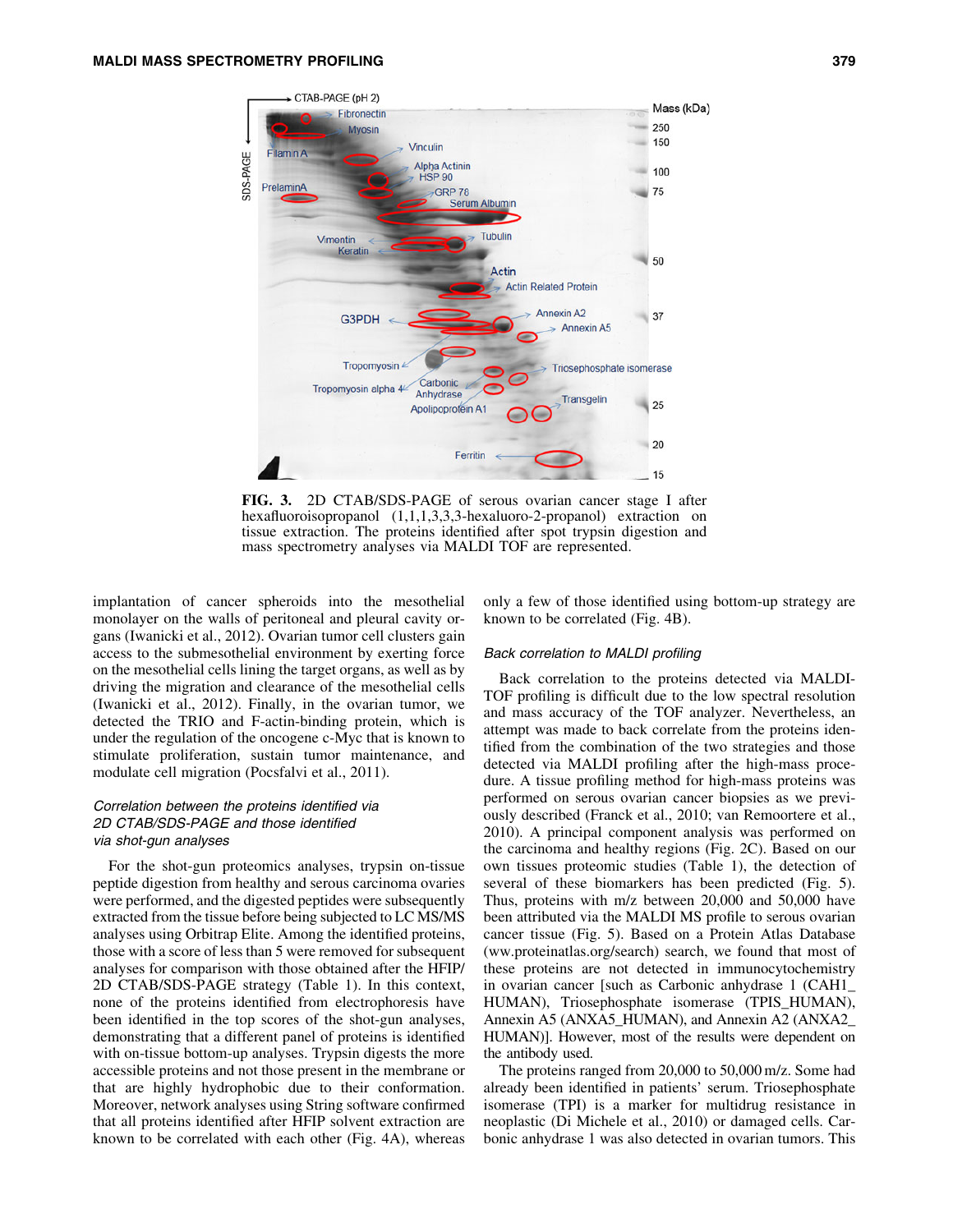FIG. 3. 2D CTAB/SDS-PAGE of serous ovarian cancer stage I after hexafluoroisopropanol (1,1,1,3,3,3-hexaluoro-2-propanol) extraction on tissue extraction. The proteins identified after spot trypsin digestion and mass spectrometry analyses via MALDI TOF are represented.

implantation of cancer spheroids into the mesothelial monolayer on the walls of peritoneal and pleural cavity organs (Iwanicki et al., 2012). Ovarian tumor cell clusters gain access to the submesothelial environment by exerting force on the mesothelial cells lining the target organs, as well as by driving the migration and clearance of the mesothelial cells (Iwanicki et al., 2012). Finally, in the ovarian tumor, we detected the TRIO and F-actin-binding protein, which is under the regulation of the oncogene c-Myc that is known to stimulate proliferation, sustain tumor maintenance, and modulate cell migration (Pocsfalvi et al., 2011).

### *Correlation between the proteins identified via 2D CTAB/SDS-PAGE and those identified via shot-gun analyses*

For the shot-gun proteomics analyses, trypsin on-tissue peptide digestion from healthy and serous carcinoma ovaries were performed, and the digested peptides were subsequently extracted from the tissue before being subjected to LC MS/MS analyses using Orbitrap Elite. Among the identified proteins, those with a score of less than 5 were removed for subsequent analyses for comparison with those obtained after the HFIP/2D CTAB/SDS-PAGE strategy (Table 1). In this context, none of the proteins identified from electrophoresis have been identified in the top scores of the shot-gun analyses, demonstrating that a different panel of proteins is identified with on-tissue bottom-up analyses. Trypsin digests the more accessible proteins and not those present in the membrane or that are highly hydrophobic due to their conformation. Moreover, network analyses using String software confirmed that all proteins identified after HFIP solvent extraction are known to be correlated with each other (Fig. 4A), whereas only a few of those identified using bottom-up strategy are known to be correlated (Fig. 4B).

### *Back correlation to MALDI profiling*

Back correlation to the proteins detected via MALDI-TOF profiling is difficult due to the low spectral resolution and mass accuracy of the TOF analyzer. Nevertheless, an attempt was made to back correlate from the proteins identified from the combination of the two strategies and those detected via MALDI profiling after the high-mass procedure. A tissue profiling method for high-mass proteins was performed on serous ovarian cancer biopsies as we previously described (Franck et al., 2010; van Remoortere et al., 2010). A principal component analysis was performed on the carcinoma and healthy regions (Fig. 2C). Based on our own tissues proteomic studies (Table 1), the detection of several of these biomarkers has been predicted (Fig. 5). Thus, proteins with m/z between 20,000 and 50,000 have been attributed with the MALDI MS profile to serous ovarian cancer tissue (Fig. 5). Based on a Protein Atlas Database (www.proteinatlas.org/search) search, we found that most of these proteins are not detected in immunocytochemistry in ovarian cancer [such as Carbonic anhydrase 1 (CAH1_HUMAN), Triosephosphate isomerase (TPIS_HUMAN), Annexin A5 (ANXA5_HUMAN), and Annexin A2 (ANXA2_HUMAN)]. However, most of the results were dependent on the antibody used.

The proteins ranged from 20,000 to 50,000 m/z. Some had already been identified in patients' serum. Triosephosphate isomerase (TPI) is a marker for multidrug resistance in neoplastic (Di Michele et al., 2010) or damaged cells. Carbonic anhydrase 1 was also detected in ovarian tumors. This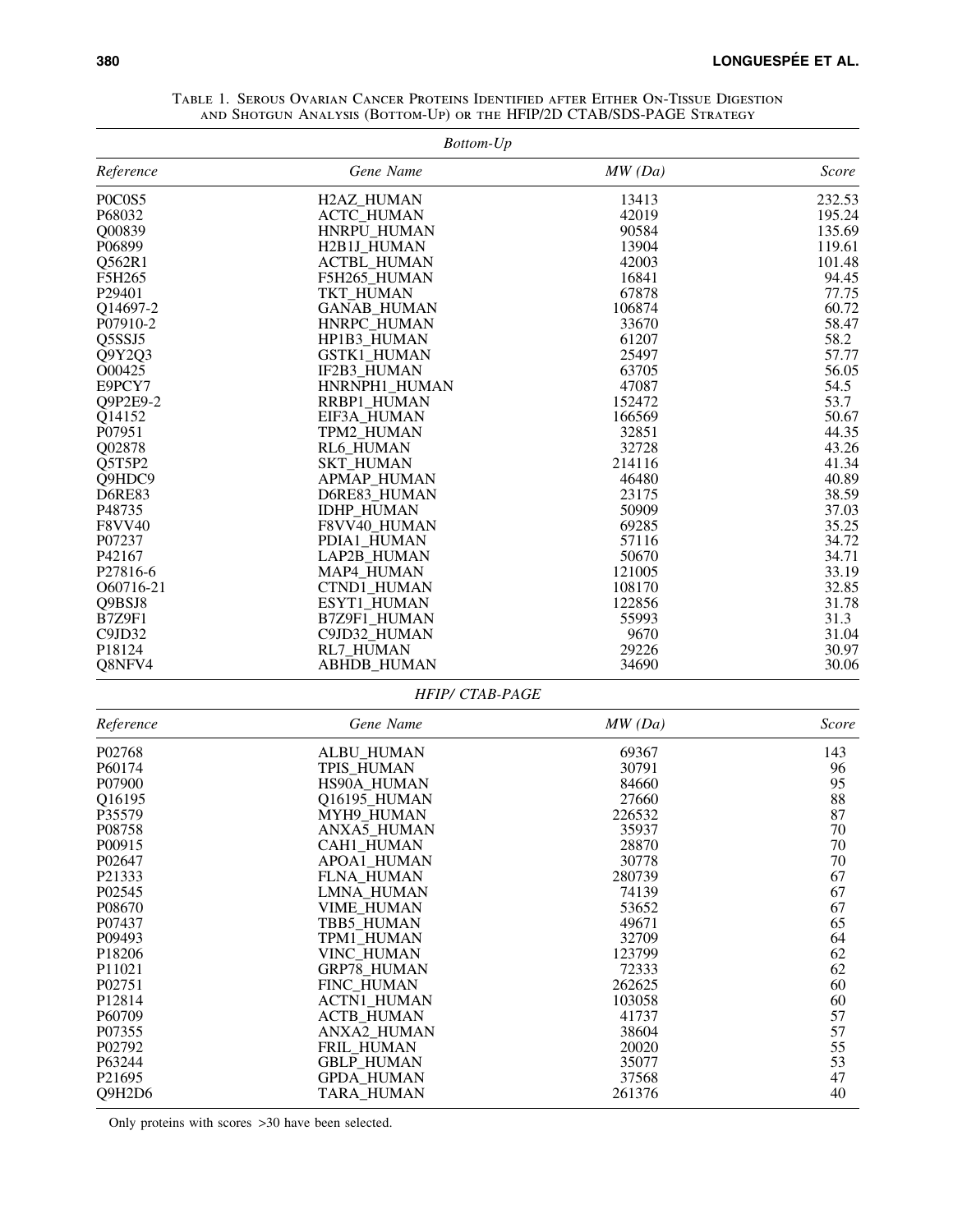Table 1. Serous Ovarian Cancer Proteins Identified after Either On-Tissue Digestion and Shotgun Analysis (Bottom-Up) or the HFIP/2D CTAB/SDS-PAGE Strategy

| *Bottom-Up* | | | |
|---|---|---|---|
| *Reference* | *Gene Name* | *MW (Da)* | *Score* |
| P0C0S5 | H2AZ_HUMAN | 13413 | 232.53 |
| P68032 | ACTC_HUMAN | 42019 | 195.24 |
| Q00839 | HNRPU_HUMAN | 90584 | 135.69 |
| P06899 | H2B1J_HUMAN | 13904 | 119.61 |
| Q562R1 | ACTBL_HUMAN | 42003 | 101.48 |
| F5H265 | F5H265_HUMAN | 16841 | 94.45 |
| P29401 | TKT_HUMAN | 67878 | 77.75 |
| Q14697-2 | GANAB_HUMAN | 106874 | 60.72 |
| P07910-2 | HNRPC_HUMAN | 33670 | 58.47 |
| Q5SSJ5 | HP1B3_HUMAN | 61207 | 58.2 |
| Q9Y2Q3 | GSTK1_HUMAN | 25497 | 57.77 |
| O00425 | IF2B3_HUMAN | 63705 | 56.05 |
| E9PCY7 | HNRNPH1_HUMAN | 47087 | 54.5 |
| Q9P2E9-2 | RRBP1_HUMAN | 152472 | 53.7 |
| Q14152 | EIF3A_HUMAN | 166569 | 50.67 |
| P07951 | TPM2_HUMAN | 32851 | 44.35 |
| Q02878 | RL6_HUMAN | 32728 | 43.26 |
| Q5T5P2 | SKT_HUMAN | 214116 | 41.34 |
| Q9HDC9 | APMAP_HUMAN | 46480 | 40.89 |
| D6RE83 | D6RE83_HUMAN | 23175 | 38.59 |
| P48735 | IDHP_HUMAN | 50909 | 37.03 |
| F8VV40 | F8VV40_HUMAN | 69285 | 35.25 |
| P07237 | PDIA1_HUMAN | 57116 | 34.72 |
| P42167 | LAP2B_HUMAN | 50670 | 34.71 |
| P27816-6 | MAP4_HUMAN | 121005 | 33.19 |
| O60716-21 | CTND1_HUMAN | 108170 | 32.85 |
| Q9BSJ8 | ESYT1_HUMAN | 122856 | 31.78 |
| B7Z9F1 | B7Z9F1_HUMAN | 55993 | 31.3 |
| C9JD32 | C9JD32_HUMAN | 9670 | 31.04 |
| P18124 | RL7_HUMAN | 29226 | 30.97 |
| Q8NFV4 | ABHDB_HUMAN | 34690 | 30.06 |
| *HFIP/ CTAB-PAGE* | | | |
| *Reference* | *Gene Name* | *MW (Da)* | *Score* |
| P02768 | ALBU_HUMAN | 69367 | 143 |
| P60174 | TPIS_HUMAN | 30791 | 96 |
| P07900 | HS90A_HUMAN | 84660 | 95 |
| Q16195 | Q16195_HUMAN | 27660 | 88 |
| P35579 | MYH9_HUMAN | 226532 | 87 |
| P08758 | ANXA5_HUMAN | 35937 | 70 |
| P00915 | CAH1_HUMAN | 28870 | 70 |
| P02647 | APOA1_HUMAN | 30778 | 70 |
| P21333 | FLNA_HUMAN | 280739 | 67 |
| P02545 | LMNA_HUMAN | 74139 | 67 |
| P08670 | VIME_HUMAN | 53652 | 67 |
| P07437 | TBB5_HUMAN | 49671 | 65 |
| P09493 | TPM1_HUMAN | 32709 | 64 |
| P18206 | VINC_HUMAN | 123799 | 62 |
| P11021 | GRP78_HUMAN | 72333 | 62 |
| P02751 | FINC_HUMAN | 262625 | 60 |
| P12814 | ACTN1_HUMAN | 103058 | 60 |
| P60709 | ACTB_HUMAN | 41737 | 57 |
| P07355 | ANXA2_HUMAN | 38604 | 57 |
| P02792 | FRIL_HUMAN | 20020 | 55 |
| P63244 | GBLP_HUMAN | 35077 | 53 |
| P21695 | GPDA_HUMAN | 37568 | 47 |
| Q9H2D6 | TARA_HUMAN | 261376 | 40 |

Only proteins with scores >30 have been selected.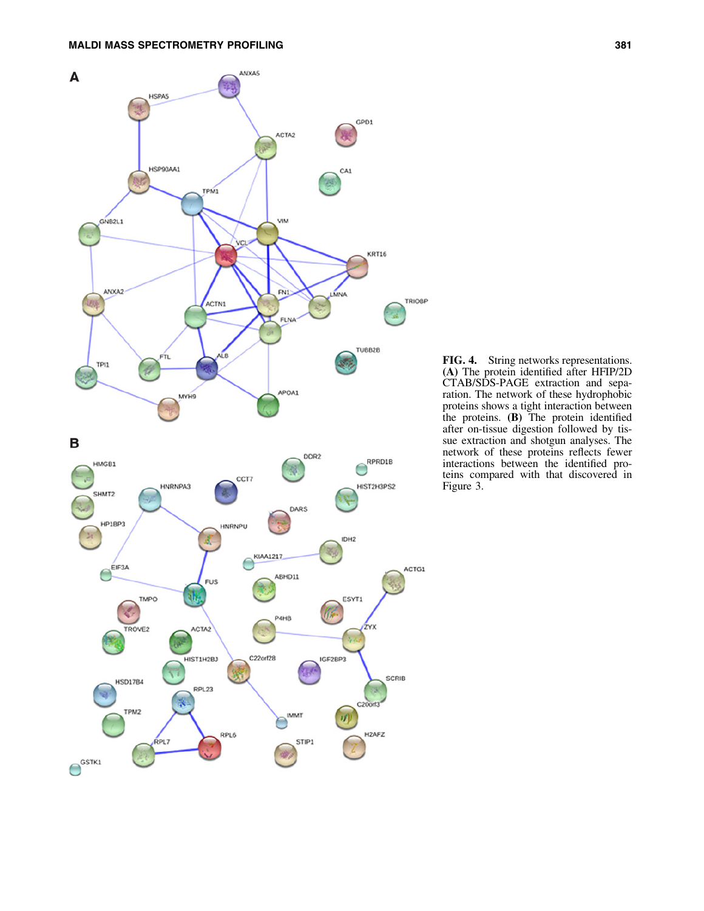**FIG. 4.** String networks representations. **(A)** The protein identified after HFIP/2D CTAB/SDS-PAGE extraction and separation. The network of these hydrophobic proteins shows a tight interaction between the proteins. **(B)** The protein identified after on-tissue digestion followed by tissue extraction and shotgun analyses. The network of these proteins reflects fewer interactions between the identified proteins compared with that discovered in Figure 3.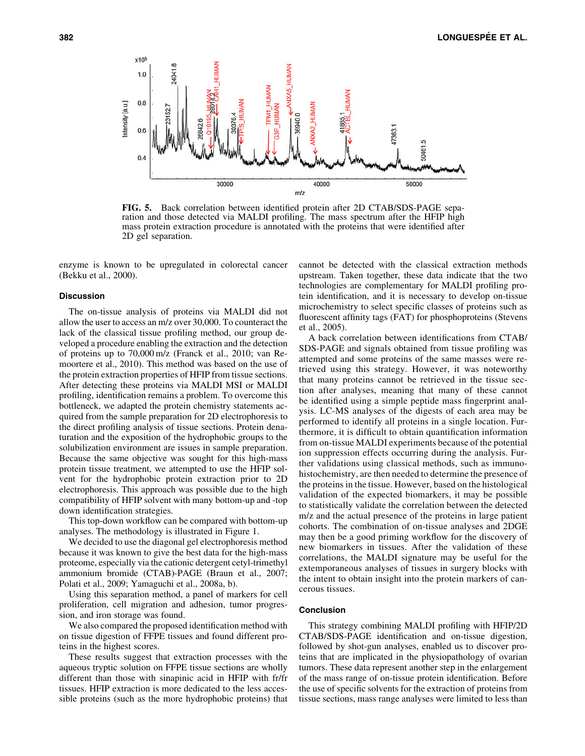x10^5

1.0

0.8

0.6

0.4

Intensity [a.u.]

24041.8

23152.7

26842.6

Q16195_HUMAN

28012.2

CAH1_HUMAN

30376.4

TPIS_HUMAN

TPM1_HUMAN

G3P_HUMAN

ANXA5_HUMAN

36940.0

ANXA2_HUMAN

41865.1

ACTBL_HUMAN

47363.1

50461.5

30000

40000

50000

m/z

**FIG. 5.** Back correlation between identified protein after 2D CTAB/SDS-PAGE separation and those detected via MALDI profiling. The mass spectrum after the HFIP high mass protein extraction procedure is annotated with the proteins that were identified after 2D gel separation.

enzyme is known to be upregulated in colorectal cancer (Bekku et al., 2000).

### Discussion

The on-tissue analysis of proteins via MALDI did not allow the user to access an m/z over 30,000. To counteract the lack of the classical tissue profiling method, our group developed a procedure enabling the extraction and the detection of proteins up to 70,000 m/z (Franck et al., 2010; van Remoortere et al., 2010). This method was based on the use of the protein extraction properties of HFIP from tissue sections. After detecting these proteins via MALDI MSI or MALDI profiling, identification remains a problem. To overcome this bottleneck, we adapted the protein chemistry statements acquired from the sample preparation for 2D electrophoresis to the direct profiling analysis of tissue sections. Protein denaturation and the exposition of the hydrophobic groups to the solubilization environment are issues in sample preparation. Because the same objective was sought for this high-mass protein tissue treatment, we attempted to use the HFIP solvent for the hydrophobic protein extraction prior to 2D electrophoresis. This approach was possible due to the high compatibility of HFIP solvent with many bottom-up and -top down identification strategies.

This top-down workflow can be compared with bottom-up analyses. The methodology is illustrated in Figure 1.

We decided to use the diagonal gel electrophoresis method because it was known to give the best data for the high-mass proteome, especially via the cationic detergent cetyl-trimethyl ammonium bromide (CTAB)-PAGE (Braun et al., 2007; Polati et al., 2009; Yamaguchi et al., 2008a, b).

Using this separation method, a panel of markers for cell proliferation, cell migration and adhesion, tumor progression, and iron storage was found.

We also compared the proposed identification method with on tissue digestion of FFPE tissues and found different proteins in the highest scores.

These results suggest that extraction processes with the aqueous tryptic solution on FFPE tissue sections are wholly different than those with sinapinic acid in HFIP with fr/fr tissues. HFIP extraction is more dedicated to the less accessible proteins (such as the more hydrophobic proteins) that cannot be detected with the classical extraction methods upstream. Taken together, these data indicate that the two technologies are complementary for MALDI profiling protein identification, and it is necessary to develop on-tissue microchemistry to select specific classes of proteins such as fluorescent affinity tags (FAT) for phosphoproteins (Stevens et al., 2005).

A back correlation between identifications from CTAB/SDS-PAGE and signals obtained from tissue profiling was attempted and some proteins of the same masses were retrieved using this strategy. However, it was noteworthy that many proteins cannot be retrieved in the tissue section after analyses, meaning that many of these cannot be identified using a simple peptide mass fingerprint analysis. LC-MS analyses of the digests of each area may be performed to identify all proteins in a single location. Furthermore, it is difficult to obtain quantification information from on-tissue MALDI experiments because of the potential ion suppression effects occurring during the analysis. Further validations using classical methods, such as immunohistochemistry, are then needed to determine the presence of the proteins in the tissue. However, based on the histological validation of the expected biomarkers, it may be possible to statistically validate the correlation between the detected m/z and the actual presence of the proteins in large patient cohorts. The combination of on-tissue analyses and 2DGE may then be a good priming workflow for the discovery of new biomarkers in tissues. After the validation of these correlations, the MALDI signature may be useful for the extemporaneous analyses of tissues in surgery blocks with the intent to obtain insight into the protein markers of cancerous tissues.

### Conclusion

This strategy combining MALDI profiling with HFIP/2D CTAB/SDS-PAGE identification and on-tissue digestion, followed by shot-gun analyses, enabled us to discover proteins that are implicated in the physiopathology of ovarian tumors. These data represent another step in the enlargement of the mass range of on-tissue protein identification. Before the use of specific solvents for the extraction of proteins from tissue sections, mass range analyses were limited to less than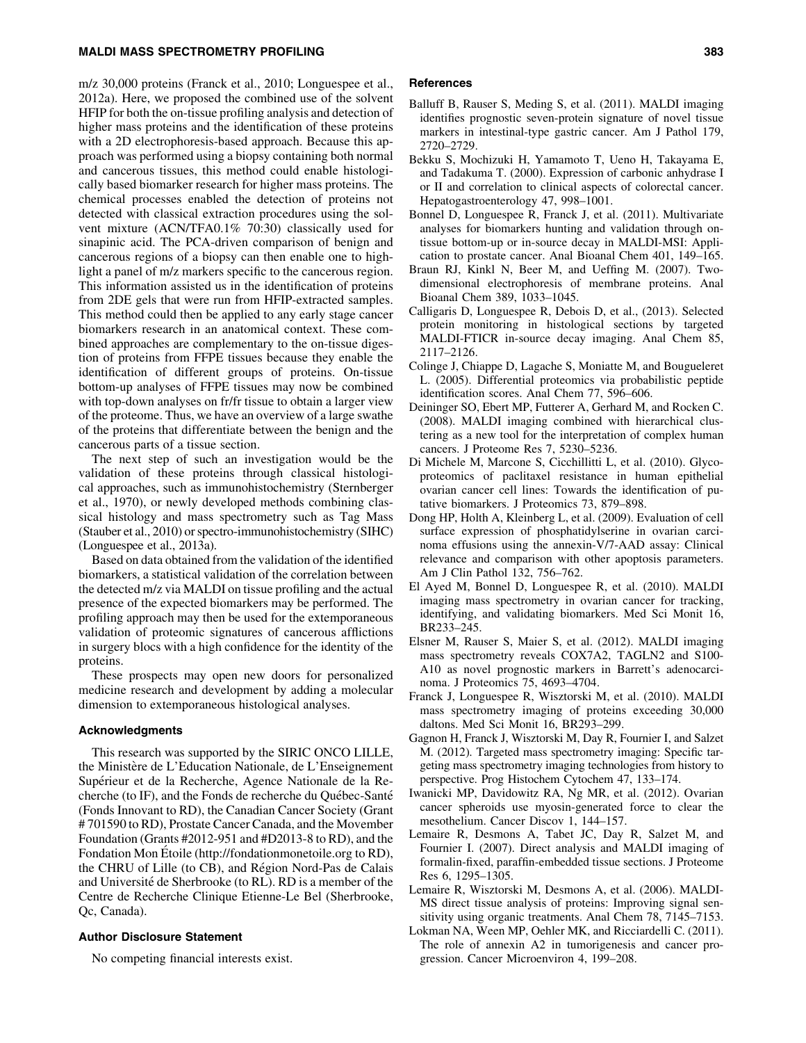m/z 30,000 proteins (Franck et al., 2010; Longuespee et al., 2012a). Here, we proposed the combined use of the solvent HFIP for both the on-tissue profiling analysis and detection of higher mass proteins and the identification of these proteins with a 2D electrophoresis-based approach. Because this approach was performed using a biopsy containing both normal and cancerous tissues, this method could enable histologically based biomarker research for higher mass proteins. The chemical processes enabled the detection of proteins not detected with classical extraction procedures using the solvent mixture (ACN/TFA0.1% 70:30) classically used for sinapinic acid. The PCA-driven comparison of benign and cancerous regions of a biopsy can then enable one to highlight a panel of m/z markers specific to the cancerous region. This information assisted us in the identification of proteins from 2DE gels that were run from HFIP-extracted samples. This method could then be applied to any early stage cancer biomarkers research in an anatomical context. These combined approaches are complementary to the on-tissue digestion of proteins from FFPE tissues because they enable the identification of different groups of proteins. On-tissue bottom-up analyses of FFPE tissues may now be combined with top-down analyses on fr/fr tissue to obtain a larger view of the proteome. Thus, we have an overview of a large swathe of the proteins that differentiate between the benign and the cancerous parts of a tissue section.

The next step of such an investigation would be the validation of these proteins through classical histological approaches, such as immunohistochemistry (Sternberger et al., 1970), or newly developed methods combining classical histology and mass spectrometry such as Tag Mass (Stauber et al., 2010) or spectro-immunohistochemistry (SIHC) (Longuespee et al., 2013a).

Based on data obtained from the validation of the identified biomarkers, a statistical validation of the correlation between the detected m/z via MALDI on tissue profiling and the actual presence of the expected biomarkers may be performed. The profiling approach may then be used for the extemporaneous validation of proteomic signatures of cancerous afflictions in surgery blocs with a high confidence for the identity of the proteins.

These prospects may open new doors for personalized medicine research and development by adding a molecular dimension to extemporaneous histological analyses.

### Acknowledgments

This research was supported by the SIRIC ONCO LILLE, the Ministère de L'Education Nationale, de L'Enseignement Supérieur et de la Recherche, Agence Nationale de la Recherche (to IF), and the Fonds de recherche du Québec-Santé (Fonds Innovant to RD), the Canadian Cancer Society (Grant # 701590 to RD), Prostate Cancer Canada, and the Movember Foundation (Grants #2012-951 and #D2013-8 to RD), and the Fondation Mon Étoile (http://fondationmonetoile.org to RD), the CHRU of Lille (to CB), and Région Nord-Pas de Calais and Université de Sherbrooke (to RL). RD is a member of the Centre de Recherche Clinique Etienne-Le Bel (Sherbrooke, Qc, Canada).

### Author Disclosure Statement

No competing financial interests exist.

### References

Balluff B, Rauser S, Meding S, et al. (2011). MALDI imaging identifies prognostic seven-protein signature of novel tissue markers in intestinal-type gastric cancer. Am J Pathol 179, 2720–2729.

Bekku S, Mochizuki H, Yamamoto T, Ueno H, Takayama E, and Tadakuma T. (2000). Expression of carbonic anhydrase I or II and correlation to clinical aspects of colorectal cancer. Hepatogastroenterology 47, 998–1001.

Bonnel D, Longuespee R, Franck J, et al. (2011). Multivariate analyses for biomarkers hunting and validation through on-tissue bottom-up or in-source decay in MALDI-MSI: Application to prostate cancer. Anal Bioanal Chem 401, 149–165.

Braun RJ, Kinkl N, Beer M, and Ueffing M. (2007). Two-dimensional electrophoresis of membrane proteins. Anal Bioanal Chem 389, 1033–1045.

Calligaris D, Longuespee R, Debois D, et al., (2013). Selected protein monitoring in histological sections by targeted MALDI-FTICR in-source decay imaging. Anal Chem 85, 2117–2126.

Colinge J, Chiappe D, Lagache S, Moniatte M, and Bougueleret L. (2005). Differential proteomics via probabilistic peptide identification scores. Anal Chem 77, 596–606.

Deininger SO, Ebert MP, Futterer A, Gerhard M, and Rocken C. (2008). MALDI imaging combined with hierarchical clustering as a new tool for the interpretation of complex human cancers. J Proteome Res 7, 5230–5236.

Di Michele M, Marcone S, Cicchillitti L, et al. (2010). Glycoproteomics of paclitaxel resistance in human epithelial ovarian cancer cell lines: Towards the identification of putative biomarkers. J Proteomics 73, 879–898.

Dong HP, Holth A, Kleinberg L, et al. (2009). Evaluation of cell surface expression of phosphatidylserine in ovarian carcinoma effusions using the annexin-V/7-AAD assay: Clinical relevance and comparison with other apoptosis parameters. Am J Clin Pathol 132, 756–762.

El Ayed M, Bonnel D, Longuespee R, et al. (2010). MALDI imaging mass spectrometry in ovarian cancer for tracking, identifying, and validating biomarkers. Med Sci Monit 16, BR233–245.

Elsner M, Rauser S, Maier S, et al. (2012). MALDI imaging mass spectrometry reveals COX7A2, TAGLN2 and S100-A10 as novel prognostic markers in Barrett's adenocarcinoma. J Proteomics 75, 4693–4704.

Franck J, Longuespee R, Wisztorski M, et al. (2010). MALDI mass spectrometry imaging of proteins exceeding 30,000 daltons. Med Sci Monit 16, BR293–299.

Gagnon H, Franck J, Wisztorski M, Day R, Fournier I, and Salzet M. (2012). Targeted mass spectrometry imaging: Specific targeting mass spectrometry imaging technologies from history to perspective. Prog Histochem Cytochem 47, 133–174.

Iwanicki MP, Davidowitz RA, Ng MR, et al. (2012). Ovarian cancer spheroids use myosin-generated force to clear the mesothelium. Cancer Discov 1, 144–157.

Lemaire R, Desmons A, Tabet JC, Day R, Salzet M, and Fournier I. (2007). Direct analysis and MALDI imaging of formalin-fixed, paraffin-embedded tissue sections. J Proteome Res 6, 1295–1305.

Lemaire R, Wisztorski M, Desmons A, et al. (2006). MALDI-MS direct tissue analysis of proteins: Improving signal sensitivity using organic treatments. Anal Chem 78, 7145–7153.

Lokman NA, Ween MP, Oehler MK, and Ricciardelli C. (2011). The role of annexin A2 in tumorigenesis and cancer progression. Cancer Microenviron 4, 199–208.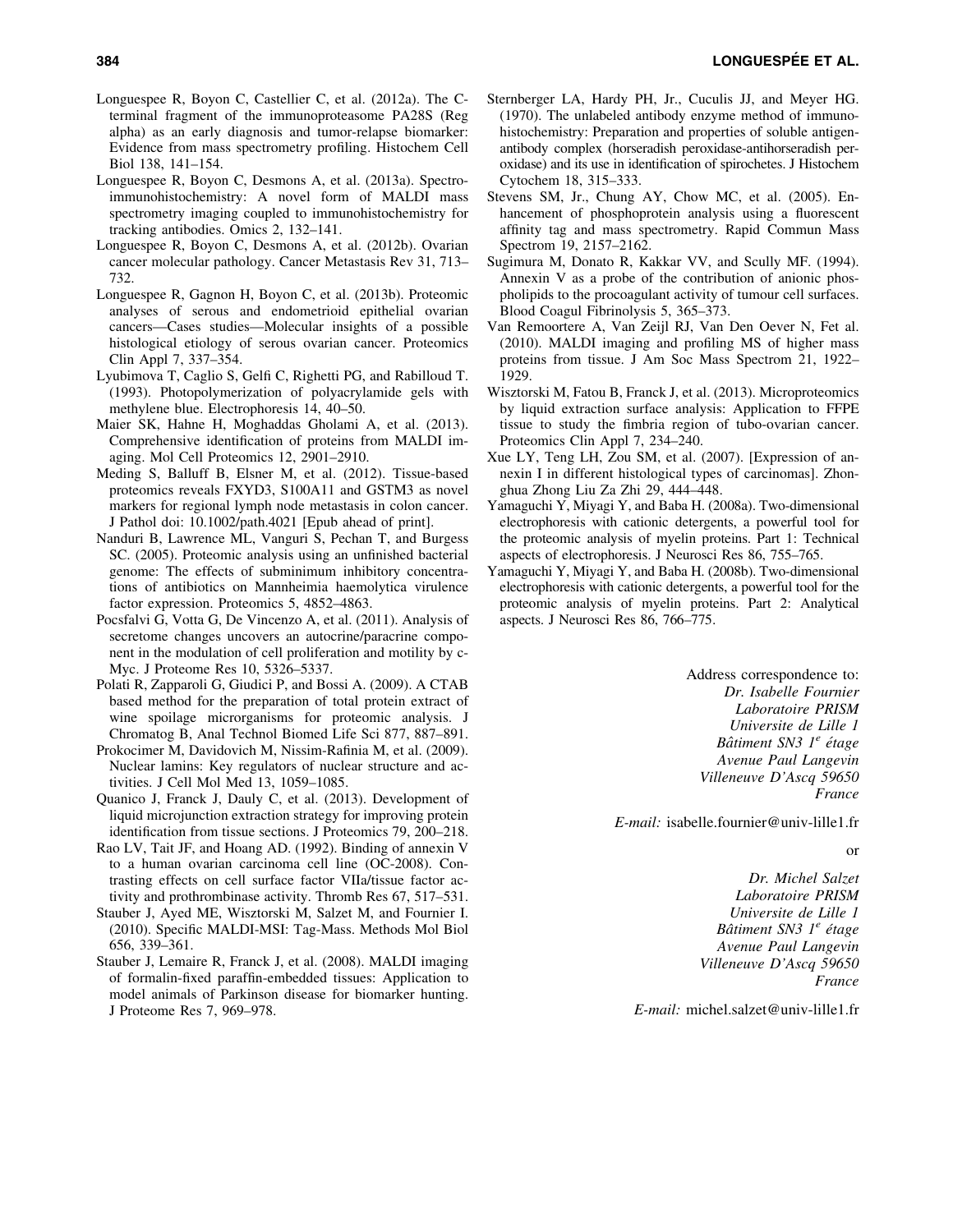Longuespee R, Boyon C, Castellier C, et al. (2012a). The C-terminal fragment of the immunoproteasome PA28S (Reg alpha) as an early diagnosis and tumor-relapse biomarker: Evidence from mass spectrometry profiling. Histochem Cell Biol 138, 141–154.

Longuespee R, Boyon C, Desmons A, et al. (2013a). Spectroimmunohistochemistry: A novel form of MALDI mass spectrometry imaging coupled to immunohistochemistry for tracking antibodies. Omics 2, 132–141.

Longuespee R, Boyon C, Desmons A, et al. (2012b). Ovarian cancer molecular pathology. Cancer Metastasis Rev 31, 713–732.

Longuespee R, Gagnon H, Boyon C, et al. (2013b). Proteomic analyses of serous and endometrioid epithelial ovarian cancers—Cases studies—Molecular insights of a possible histological etiology of serous ovarian cancer. Proteomics Clin Appl 7, 337–354.

Lyubimova T, Caglio S, Gelfi C, Righetti PG, and Rabilloud T. (1993). Photopolymerization of polyacrylamide gels with methylene blue. Electrophoresis 14, 40–50.

Maier SK, Hahne H, Moghaddas Gholami A, et al. (2013). Comprehensive identification of proteins from MALDI imaging. Mol Cell Proteomics 12, 2901–2910.

Meding S, Balluff B, Elsner M, et al. (2012). Tissue-based proteomics reveals FXYD3, S100A11 and GSTM3 as novel markers for regional lymph node metastasis in colon cancer. J Pathol doi: 10.1002/path.4021 [Epub ahead of print].

Nanduri B, Lawrence ML, Vanguri S, Pechan T, and Burgess SC. (2005). Proteomic analysis using an unfinished bacterial genome: The effects of subminimum inhibitory concentrations of antibiotics on Mannheimia haemolytica virulence factor expression. Proteomics 5, 4852–4863.

Pocsfalvi G, Votta G, De Vincenzo A, et al. (2011). Analysis of secretome changes uncovers an autocrine/paracrine component in the modulation of cell proliferation and motility by c-Myc. J Proteome Res 10, 5326–5337.

Polati R, Zapparoli G, Giudici P, and Bossi A. (2009). A CTAB based method for the preparation of total protein extract of wine spoilage microrganisms for proteomic analysis. J Chromatog B, Anal Technol Biomed Life Sci 877, 887–891.

Prokocimer M, Davidovich M, Nissim-Rafinia M, et al. (2009). Nuclear lamins: Key regulators of nuclear structure and activities. J Cell Mol Med 13, 1059–1085.

Quanico J, Franck J, Dauly C, et al. (2013). Development of liquid microjunction extraction strategy for improving protein identification from tissue sections. J Proteomics 79, 200–218.

Rao LV, Tait JF, and Hoang AD. (1992). Binding of annexin V to a human ovarian carcinoma cell line (OC-2008). Contrasting effects on cell surface factor VIIa/tissue factor activity and prothrombinase activity. Thromb Res 67, 517–531.

Stauber J, Ayed ME, Wisztorski M, Salzet M, and Fournier I. (2010). Specific MALDI-MSI: Tag-Mass. Methods Mol Biol 656, 339–361.

Stauber J, Lemaire R, Franck J, et al. (2008). MALDI imaging of formalin-fixed paraffin-embedded tissues: Application to model animals of Parkinson disease for biomarker hunting. J Proteome Res 7, 969–978.

Sternberger LA, Hardy PH, Jr., Cuculis JJ, and Meyer HG. (1970). The unlabeled antibody enzyme method of immunohistochemistry: Preparation and properties of soluble antigen-antibody complex (horseradish peroxidase-antihorseradish peroxidase) and its use in identification of spirochetes. J Histochem Cytochem 18, 315–333.

Stevens SM, Jr., Chung AY, Chow MC, et al. (2005). Enhancement of phosphoprotein analysis using a fluorescent affinity tag and mass spectrometry. Rapid Commun Mass Spectrom 19, 2157–2162.

Sugimura M, Donato R, Kakkar VV, and Scully MF. (1994). Annexin V as a probe of the contribution of anionic phospholipids to the procoagulant activity of tumour cell surfaces. Blood Coagul Fibrinolysis 5, 365–373.

Van Remoortere A, Van Zeijl RJ, Van Den Oever N, Fet al. (2010). MALDI imaging and profiling MS of higher mass proteins from tissue. J Am Soc Mass Spectrom 21, 1922–1929.

Wisztorski M, Fatou B, Franck J, et al. (2013). Microproteomics by liquid extraction surface analysis: Application to FFPE tissue to study the fimbria region of tubo-ovarian cancer. Proteomics Clin Appl 7, 234–240.

Xue LY, Teng LH, Zou SM, et al. (2007). [Expression of annexin I in different histological types of carcinomas]. Zhonghua Zhong Liu Za Zhi 29, 444–448.

Yamaguchi Y, Miyagi Y, and Baba H. (2008a). Two-dimensional electrophoresis with cationic detergents, a powerful tool for the proteomic analysis of myelin proteins. Part 1: Technical aspects of electrophoresis. J Neurosci Res 86, 755–765.

Yamaguchi Y, Miyagi Y, and Baba H. (2008b). Two-dimensional electrophoresis with cationic detergents, a powerful tool for the proteomic analysis of myelin proteins. Part 2: Analytical aspects. J Neurosci Res 86, 766–775.

Address correspondence to:
*Dr. Isabelle Fournier*
*Laboratoire PRISM*
*Universite de Lille 1*
*Bâtiment SN3 1$^{e}$ étage*
*Avenue Paul Langevin*
*Villeneuve D'Ascq 59650*
*France*

*E-mail:* isabelle.fournier@univ-lille1.fr

or

*Dr. Michel Salzet*
*Laboratoire PRISM*
*Universite de Lille 1*
*Bâtiment SN3 1$^{e}$ étage*
*Avenue Paul Langevin*
*Villeneuve D'Ascq 59650*
*France*

*E-mail:* michel.salzet@univ-lille1.fr